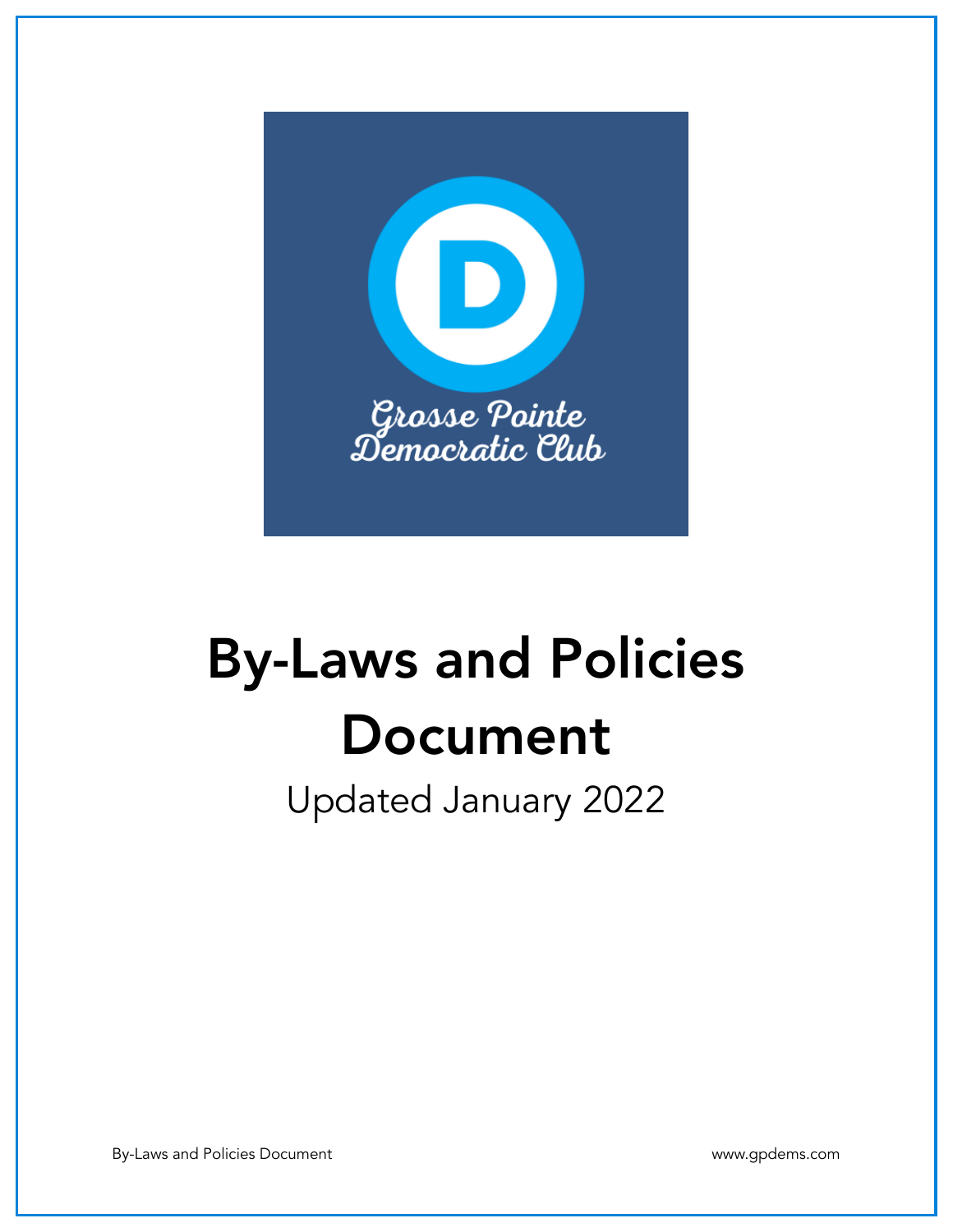Grosse Pointe Democratic Club

# By-Laws and Policies Document

Updated January 2022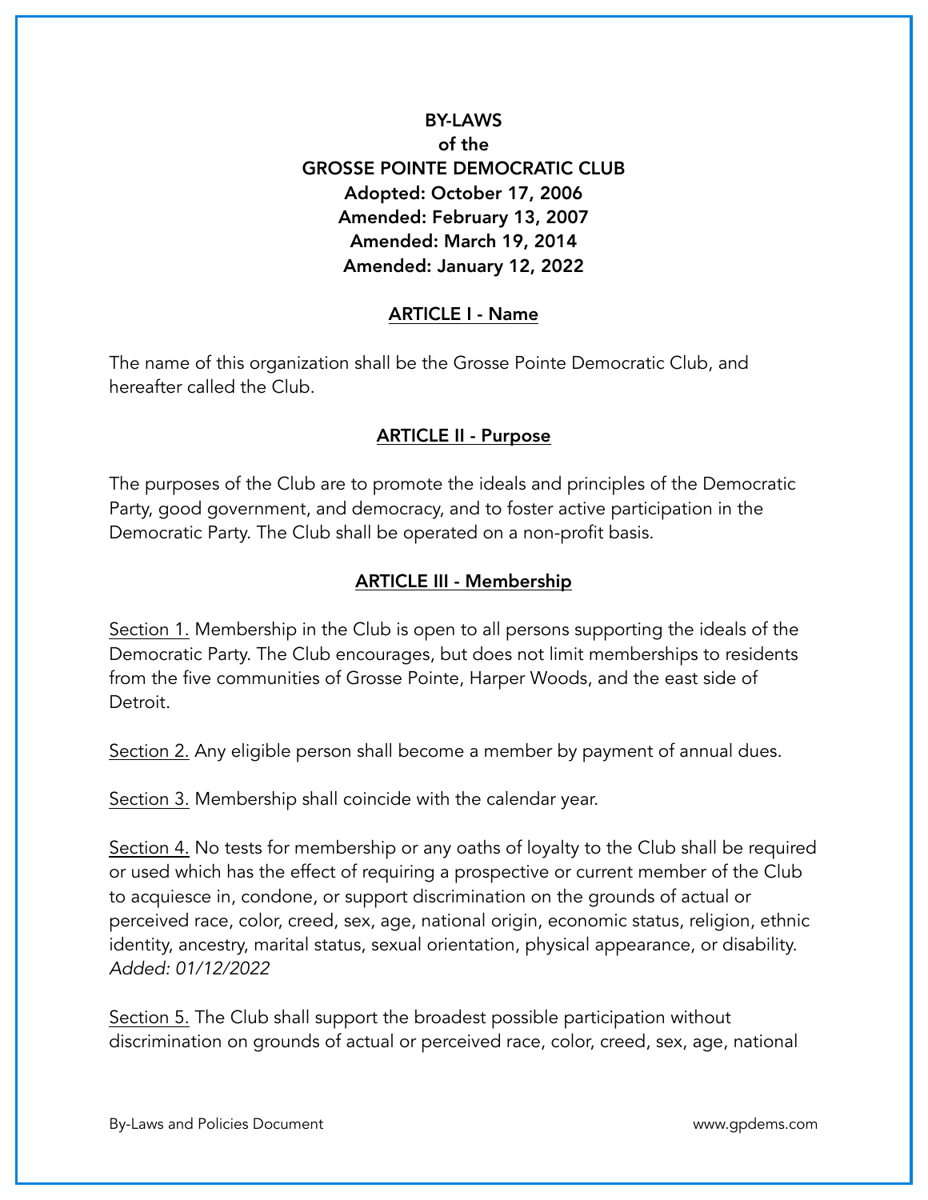**BY-LAWS**
**of the**
**GROSSE POINTE DEMOCRATIC CLUB**
**Adopted: October 17, 2006**
**Amended: February 13, 2007**
**Amended: March 19, 2014**
**Amended: January 12, 2022**

## ARTICLE I - Name

The name of this organization shall be the Grosse Pointe Democratic Club, and hereafter called the Club.

## ARTICLE II - Purpose

The purposes of the Club are to promote the ideals and principles of the Democratic Party, good government, and democracy, and to foster active participation in the Democratic Party. The Club shall be operated on a non-profit basis.

## ARTICLE III - Membership

Section 1. Membership in the Club is open to all persons supporting the ideals of the Democratic Party. The Club encourages, but does not limit memberships to residents from the five communities of Grosse Pointe, Harper Woods, and the east side of Detroit.

Section 2. Any eligible person shall become a member by payment of annual dues.

Section 3. Membership shall coincide with the calendar year.

Section 4. No tests for membership or any oaths of loyalty to the Club shall be required or used which has the effect of requiring a prospective or current member of the Club to acquiesce in, condone, or support discrimination on the grounds of actual or perceived race, color, creed, sex, age, national origin, economic status, religion, ethnic identity, ancestry, marital status, sexual orientation, physical appearance, or disability. *Added: 01/12/2022*

Section 5. The Club shall support the broadest possible participation without discrimination on grounds of actual or perceived race, color, creed, sex, age, national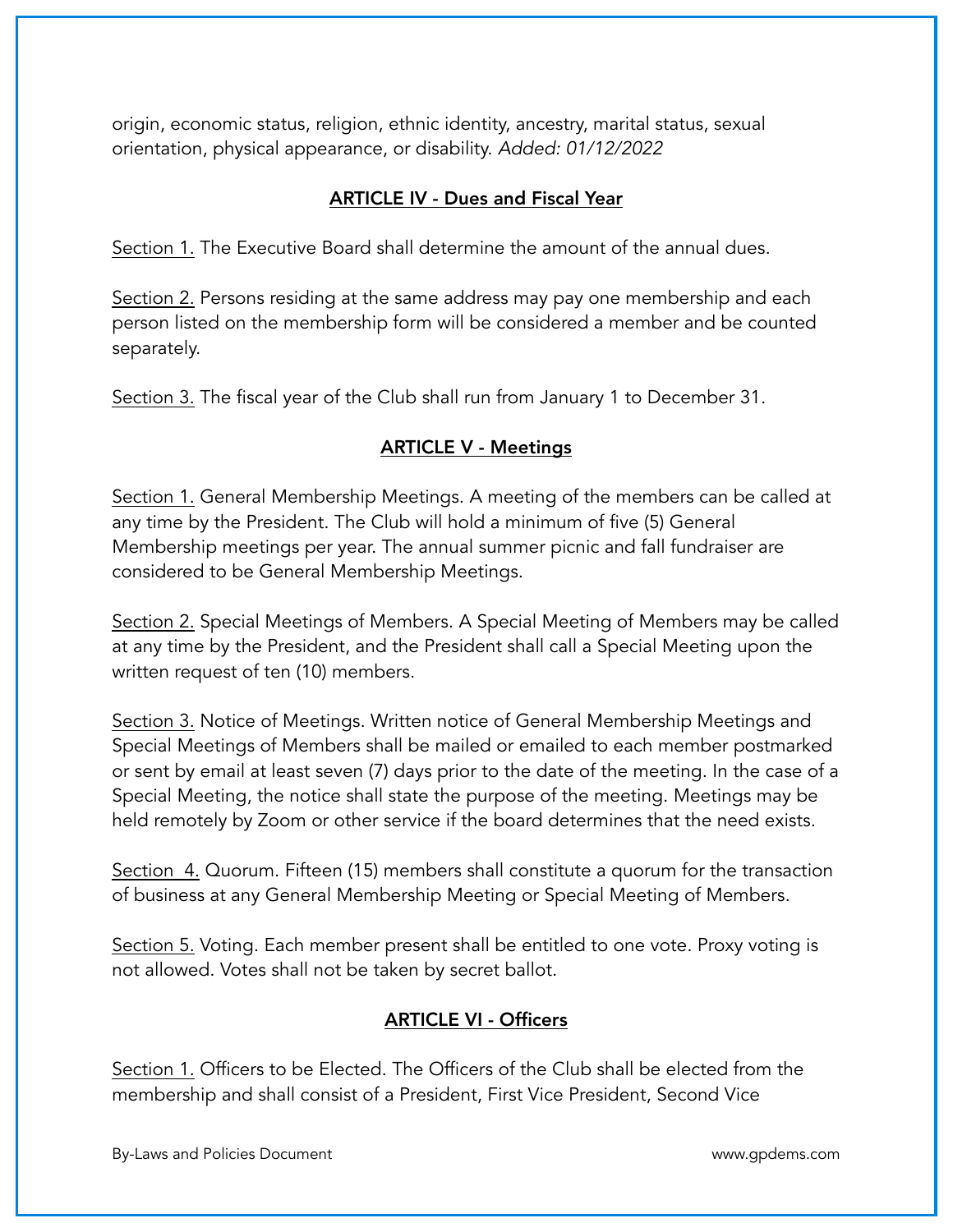origin, economic status, religion, ethnic identity, ancestry, marital status, sexual orientation, physical appearance, or disability. *Added: 01/12/2022*

## ARTICLE IV - Dues and Fiscal Year

Section 1. The Executive Board shall determine the amount of the annual dues.

Section 2. Persons residing at the same address may pay one membership and each person listed on the membership form will be considered a member and be counted separately.

Section 3. The fiscal year of the Club shall run from January 1 to December 31.

## ARTICLE V - Meetings

Section 1. General Membership Meetings. A meeting of the members can be called at any time by the President. The Club will hold a minimum of five (5) General Membership meetings per year. The annual summer picnic and fall fundraiser are considered to be General Membership Meetings.

Section 2. Special Meetings of Members. A Special Meeting of Members may be called at any time by the President, and the President shall call a Special Meeting upon the written request of ten (10) members.

Section 3. Notice of Meetings. Written notice of General Membership Meetings and Special Meetings of Members shall be mailed or emailed to each member postmarked or sent by email at least seven (7) days prior to the date of the meeting. In the case of a Special Meeting, the notice shall state the purpose of the meeting. Meetings may be held remotely by Zoom or other service if the board determines that the need exists.

Section 4. Quorum. Fifteen (15) members shall constitute a quorum for the transaction of business at any General Membership Meeting or Special Meeting of Members.

Section 5. Voting. Each member present shall be entitled to one vote. Proxy voting is not allowed. Votes shall not be taken by secret ballot.

## ARTICLE VI - Officers

Section 1. Officers to be Elected. The Officers of the Club shall be elected from the membership and shall consist of a President, First Vice President, Second Vice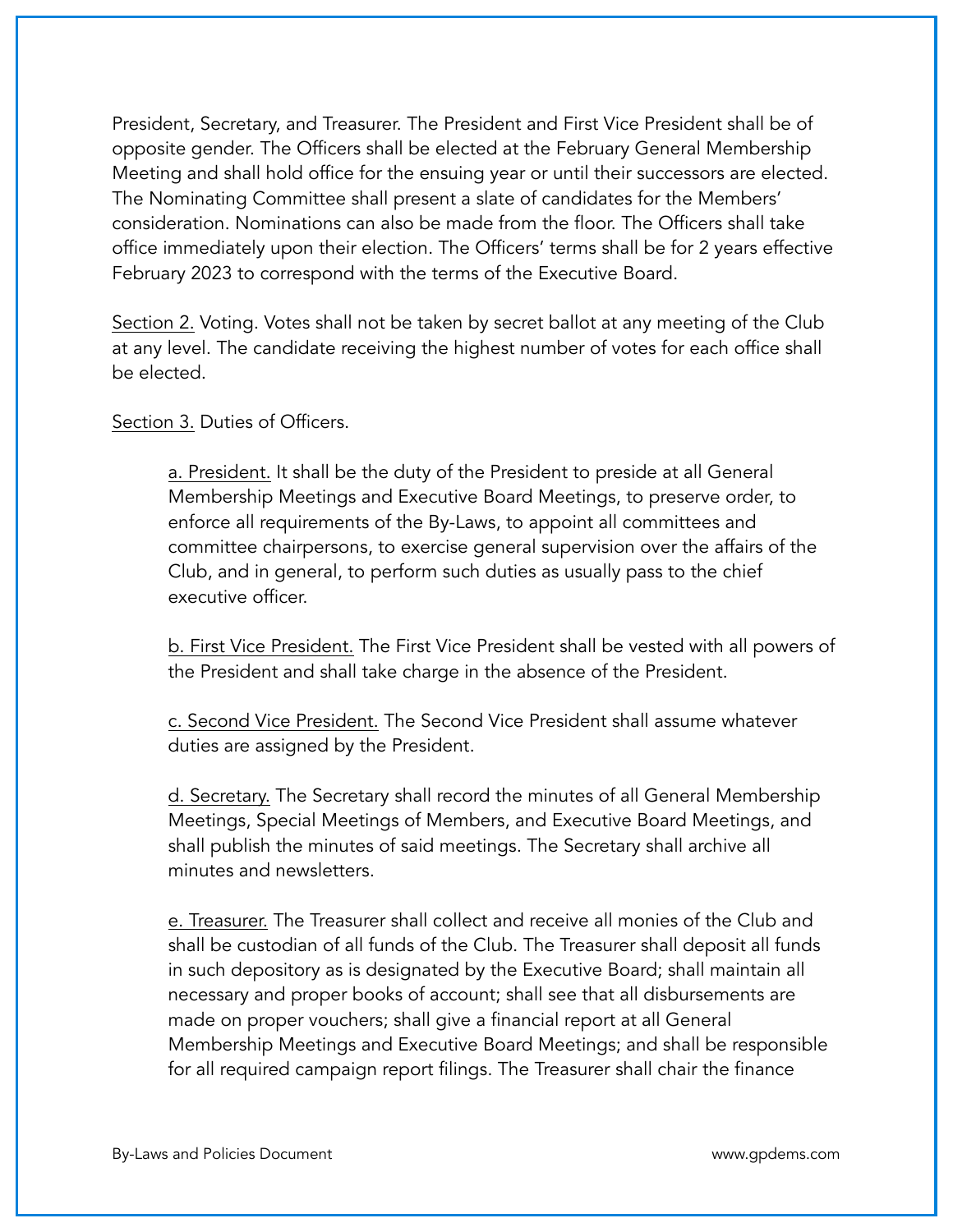President, Secretary, and Treasurer. The President and First Vice President shall be of opposite gender. The Officers shall be elected at the February General Membership Meeting and shall hold office for the ensuing year or until their successors are elected. The Nominating Committee shall present a slate of candidates for the Members' consideration. Nominations can also be made from the floor. The Officers shall take office immediately upon their election. The Officers' terms shall be for 2 years effective February 2023 to correspond with the terms of the Executive Board.

Section 2. Voting. Votes shall not be taken by secret ballot at any meeting of the Club at any level. The candidate receiving the highest number of votes for each office shall be elected.

Section 3. Duties of Officers.

> a. President. It shall be the duty of the President to preside at all General Membership Meetings and Executive Board Meetings, to preserve order, to enforce all requirements of the By-Laws, to appoint all committees and committee chairpersons, to exercise general supervision over the affairs of the Club, and in general, to perform such duties as usually pass to the chief executive officer.
>
> b. First Vice President. The First Vice President shall be vested with all powers of the President and shall take charge in the absence of the President.
>
> c. Second Vice President. The Second Vice President shall assume whatever duties are assigned by the President.
>
> d. Secretary. The Secretary shall record the minutes of all General Membership Meetings, Special Meetings of Members, and Executive Board Meetings, and shall publish the minutes of said meetings. The Secretary shall archive all minutes and newsletters.
>
> e. Treasurer. The Treasurer shall collect and receive all monies of the Club and shall be custodian of all funds of the Club. The Treasurer shall deposit all funds in such depository as is designated by the Executive Board; shall maintain all necessary and proper books of account; shall see that all disbursements are made on proper vouchers; shall give a financial report at all General Membership Meetings and Executive Board Meetings; and shall be responsible for all required campaign report filings. The Treasurer shall chair the finance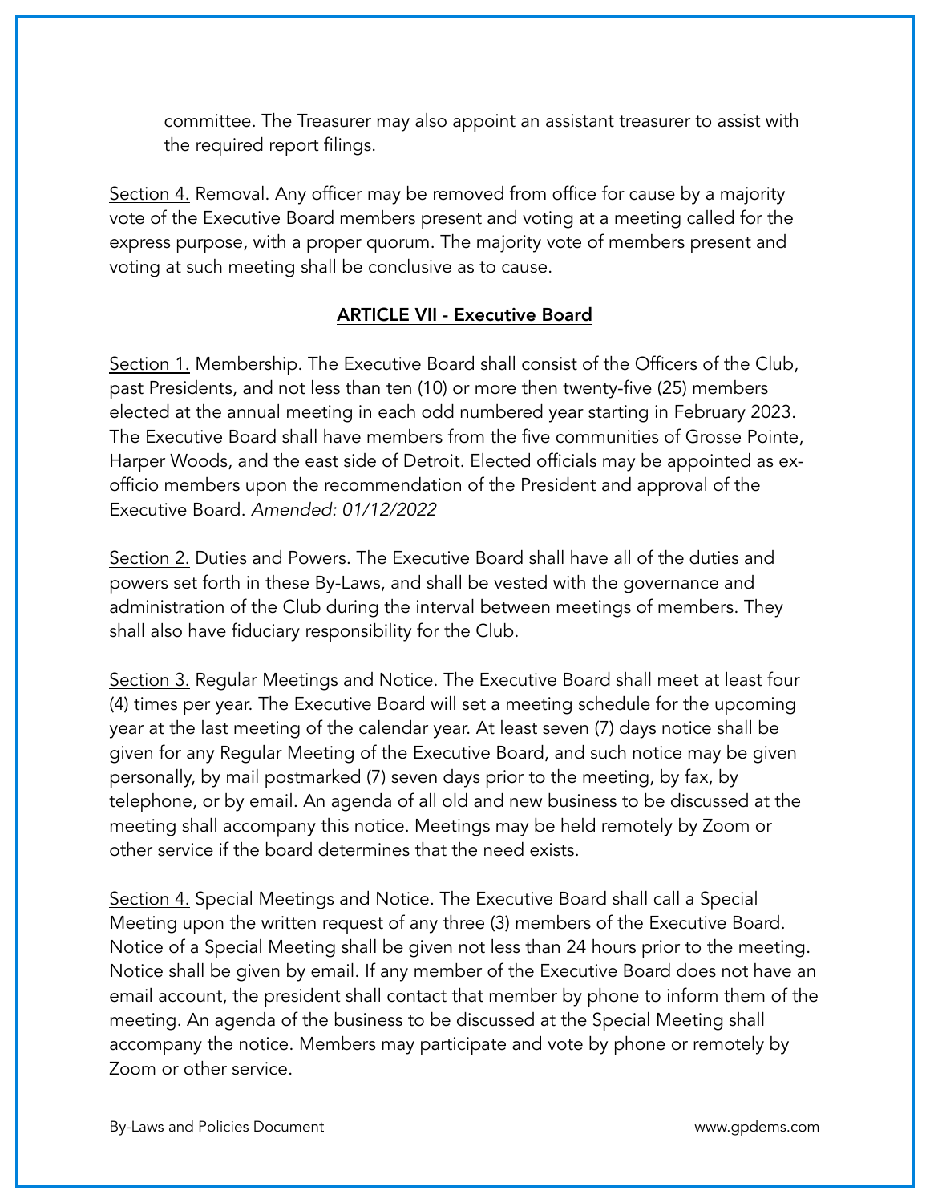committee. The Treasurer may also appoint an assistant treasurer to assist with the required report filings.

Section 4. Removal. Any officer may be removed from office for cause by a majority vote of the Executive Board members present and voting at a meeting called for the express purpose, with a proper quorum. The majority vote of members present and voting at such meeting shall be conclusive as to cause.

## ARTICLE VII - Executive Board

Section 1. Membership. The Executive Board shall consist of the Officers of the Club, past Presidents, and not less than ten (10) or more then twenty-five (25) members elected at the annual meeting in each odd numbered year starting in February 2023. The Executive Board shall have members from the five communities of Grosse Pointe, Harper Woods, and the east side of Detroit. Elected officials may be appointed as ex-officio members upon the recommendation of the President and approval of the Executive Board. *Amended: 01/12/2022*

Section 2. Duties and Powers. The Executive Board shall have all of the duties and powers set forth in these By-Laws, and shall be vested with the governance and administration of the Club during the interval between meetings of members. They shall also have fiduciary responsibility for the Club.

Section 3. Regular Meetings and Notice. The Executive Board shall meet at least four (4) times per year. The Executive Board will set a meeting schedule for the upcoming year at the last meeting of the calendar year. At least seven (7) days notice shall be given for any Regular Meeting of the Executive Board, and such notice may be given personally, by mail postmarked (7) seven days prior to the meeting, by fax, by telephone, or by email. An agenda of all old and new business to be discussed at the meeting shall accompany this notice. Meetings may be held remotely by Zoom or other service if the board determines that the need exists.

Section 4. Special Meetings and Notice. The Executive Board shall call a Special Meeting upon the written request of any three (3) members of the Executive Board. Notice of a Special Meeting shall be given not less than 24 hours prior to the meeting. Notice shall be given by email. If any member of the Executive Board does not have an email account, the president shall contact that member by phone to inform them of the meeting. An agenda of the business to be discussed at the Special Meeting shall accompany the notice. Members may participate and vote by phone or remotely by Zoom or other service.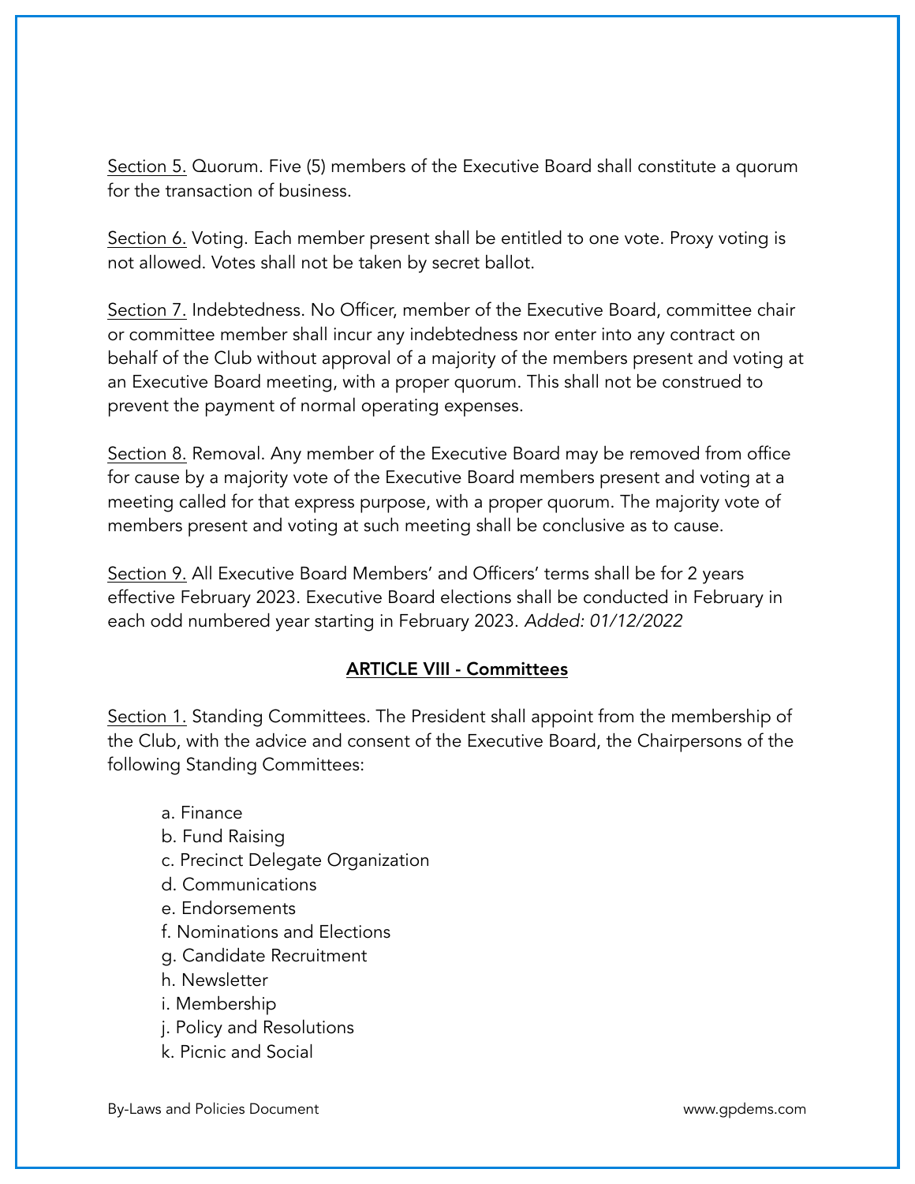<u>Section 5.</u> Quorum. Five (5) members of the Executive Board shall constitute a quorum for the transaction of business.

<u>Section 6.</u> Voting. Each member present shall be entitled to one vote. Proxy voting is not allowed. Votes shall not be taken by secret ballot.

<u>Section 7.</u> Indebtedness. No Officer, member of the Executive Board, committee chair or committee member shall incur any indebtedness nor enter into any contract on behalf of the Club without approval of a majority of the members present and voting at an Executive Board meeting, with a proper quorum. This shall not be construed to prevent the payment of normal operating expenses.

<u>Section 8.</u> Removal. Any member of the Executive Board may be removed from office for cause by a majority vote of the Executive Board members present and voting at a meeting called for that express purpose, with a proper quorum. The majority vote of members present and voting at such meeting shall be conclusive as to cause.

<u>Section 9.</u> All Executive Board Members' and Officers' terms shall be for 2 years effective February 2023. Executive Board elections shall be conducted in February in each odd numbered year starting in February 2023. *Added: 01/12/2022*

## ARTICLE VIII - Committees

<u>Section 1.</u> Standing Committees. The President shall appoint from the membership of the Club, with the advice and consent of the Executive Board, the Chairpersons of the following Standing Committees:

a. Finance
b. Fund Raising
c. Precinct Delegate Organization
d. Communications
e. Endorsements
f. Nominations and Elections
g. Candidate Recruitment
h. Newsletter
i. Membership
j. Policy and Resolutions
k. Picnic and Social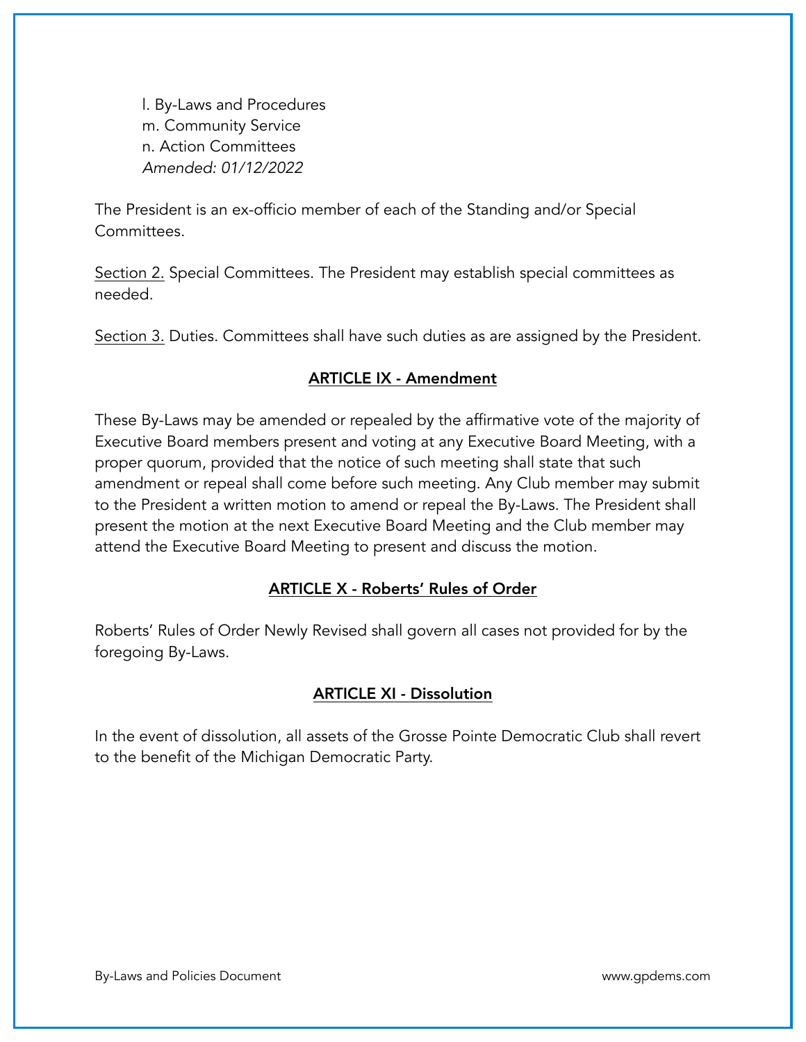l. By-Laws and Procedures
m. Community Service
n. Action Committees
*Amended: 01/12/2022*

The President is an ex-officio member of each of the Standing and/or Special Committees.

Section 2. Special Committees. The President may establish special committees as needed.

Section 3. Duties. Committees shall have such duties as are assigned by the President.

## ARTICLE IX - Amendment

These By-Laws may be amended or repealed by the affirmative vote of the majority of Executive Board members present and voting at any Executive Board Meeting, with a proper quorum, provided that the notice of such meeting shall state that such amendment or repeal shall come before such meeting. Any Club member may submit to the President a written motion to amend or repeal the By-Laws. The President shall present the motion at the next Executive Board Meeting and the Club member may attend the Executive Board Meeting to present and discuss the motion.

## ARTICLE X - Roberts' Rules of Order

Roberts' Rules of Order Newly Revised shall govern all cases not provided for by the foregoing By-Laws.

## ARTICLE XI - Dissolution

In the event of dissolution, all assets of the Grosse Pointe Democratic Club shall revert to the benefit of the Michigan Democratic Party.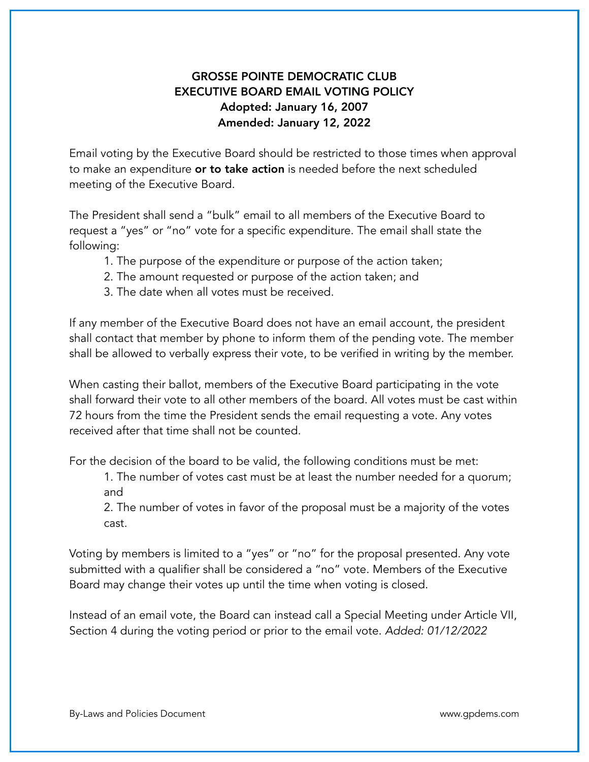# GROSSE POINTE DEMOCRATIC CLUB
# EXECUTIVE BOARD EMAIL VOTING POLICY

**Adopted: January 16, 2007**
**Amended: January 12, 2022**

Email voting by the Executive Board should be restricted to those times when approval to make an expenditure **or to take action** is needed before the next scheduled meeting of the Executive Board.

The President shall send a "bulk" email to all members of the Executive Board to request a "yes" or "no" vote for a specific expenditure. The email shall state the following:

1. The purpose of the expenditure or purpose of the action taken;
2. The amount requested or purpose of the action taken; and
3. The date when all votes must be received.

If any member of the Executive Board does not have an email account, the president shall contact that member by phone to inform them of the pending vote. The member shall be allowed to verbally express their vote, to be verified in writing by the member.

When casting their ballot, members of the Executive Board participating in the vote shall forward their vote to all other members of the board. All votes must be cast within 72 hours from the time the President sends the email requesting a vote. Any votes received after that time shall not be counted.

For the decision of the board to be valid, the following conditions must be met:

1. The number of votes cast must be at least the number needed for a quorum; and
2. The number of votes in favor of the proposal must be a majority of the votes cast.

Voting by members is limited to a "yes" or "no" for the proposal presented. Any vote submitted with a qualifier shall be considered a "no" vote. Members of the Executive Board may change their votes up until the time when voting is closed.

Instead of an email vote, the Board can instead call a Special Meeting under Article VII, Section 4 during the voting period or prior to the email vote. *Added: 01/12/2022*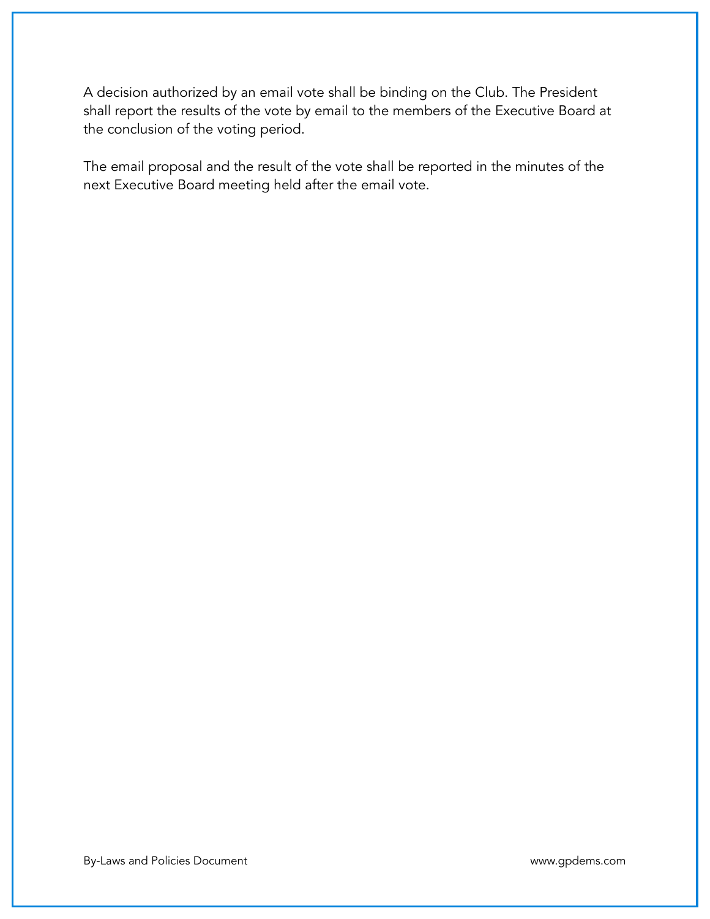A decision authorized by an email vote shall be binding on the Club. The President shall report the results of the vote by email to the members of the Executive Board at the conclusion of the voting period.

The email proposal and the result of the vote shall be reported in the minutes of the next Executive Board meeting held after the email vote.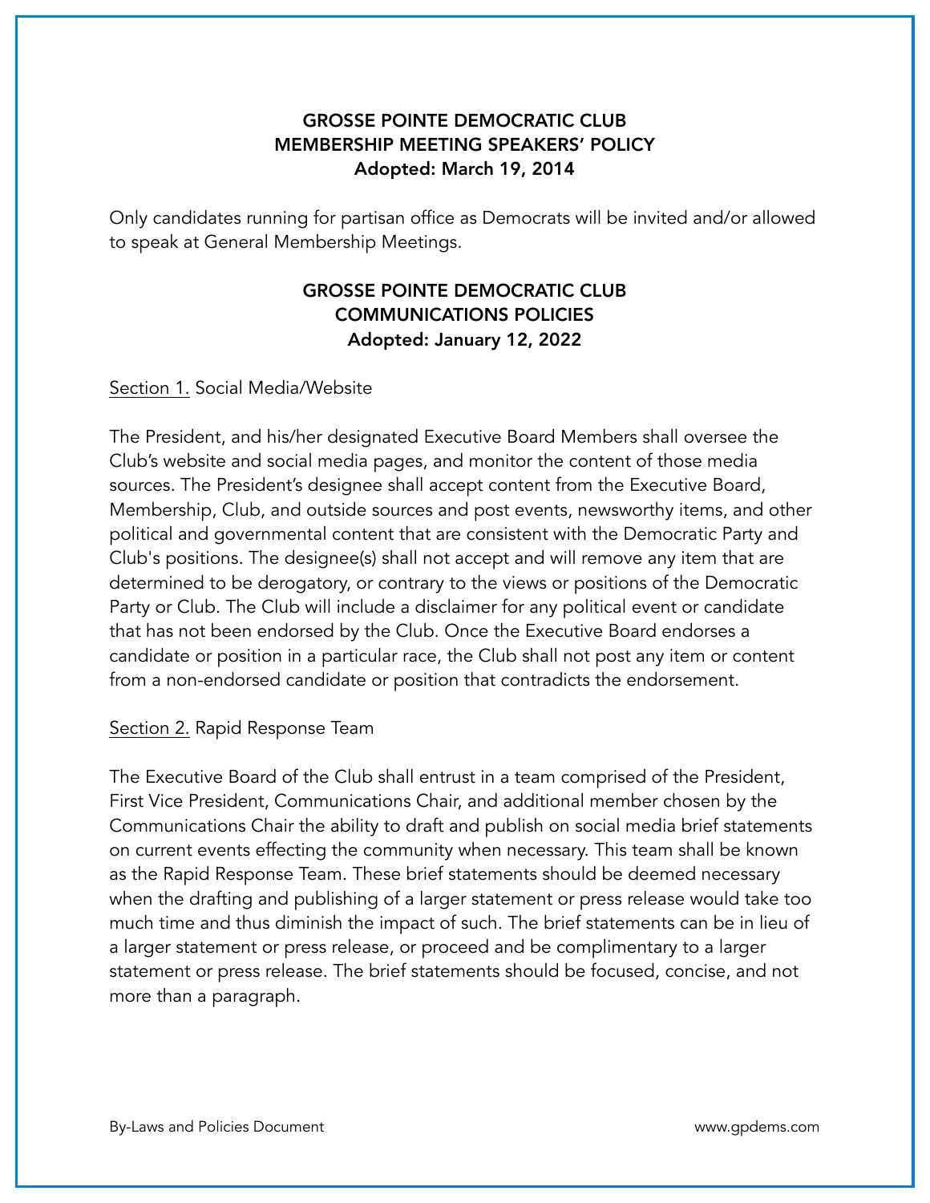## GROSSE POINTE DEMOCRATIC CLUB
## MEMBERSHIP MEETING SPEAKERS' POLICY
**Adopted: March 19, 2014**

Only candidates running for partisan office as Democrats will be invited and/or allowed to speak at General Membership Meetings.

## GROSSE POINTE DEMOCRATIC CLUB
## COMMUNICATIONS POLICIES
**Adopted: January 12, 2022**

<u>Section 1.</u> Social Media/Website

The President, and his/her designated Executive Board Members shall oversee the Club's website and social media pages, and monitor the content of those media sources. The President's designee shall accept content from the Executive Board, Membership, Club, and outside sources and post events, newsworthy items, and other political and governmental content that are consistent with the Democratic Party and Club's positions. The designee(s) shall not accept and will remove any item that are determined to be derogatory, or contrary to the views or positions of the Democratic Party or Club. The Club will include a disclaimer for any political event or candidate that has not been endorsed by the Club. Once the Executive Board endorses a candidate or position in a particular race, the Club shall not post any item or content from a non-endorsed candidate or position that contradicts the endorsement.

<u>Section 2.</u> Rapid Response Team

The Executive Board of the Club shall entrust in a team comprised of the President, First Vice President, Communications Chair, and additional member chosen by the Communications Chair the ability to draft and publish on social media brief statements on current events effecting the community when necessary. This team shall be known as the Rapid Response Team. These brief statements should be deemed necessary when the drafting and publishing of a larger statement or press release would take too much time and thus diminish the impact of such. The brief statements can be in lieu of a larger statement or press release, or proceed and be complimentary to a larger statement or press release. The brief statements should be focused, concise, and not more than a paragraph.